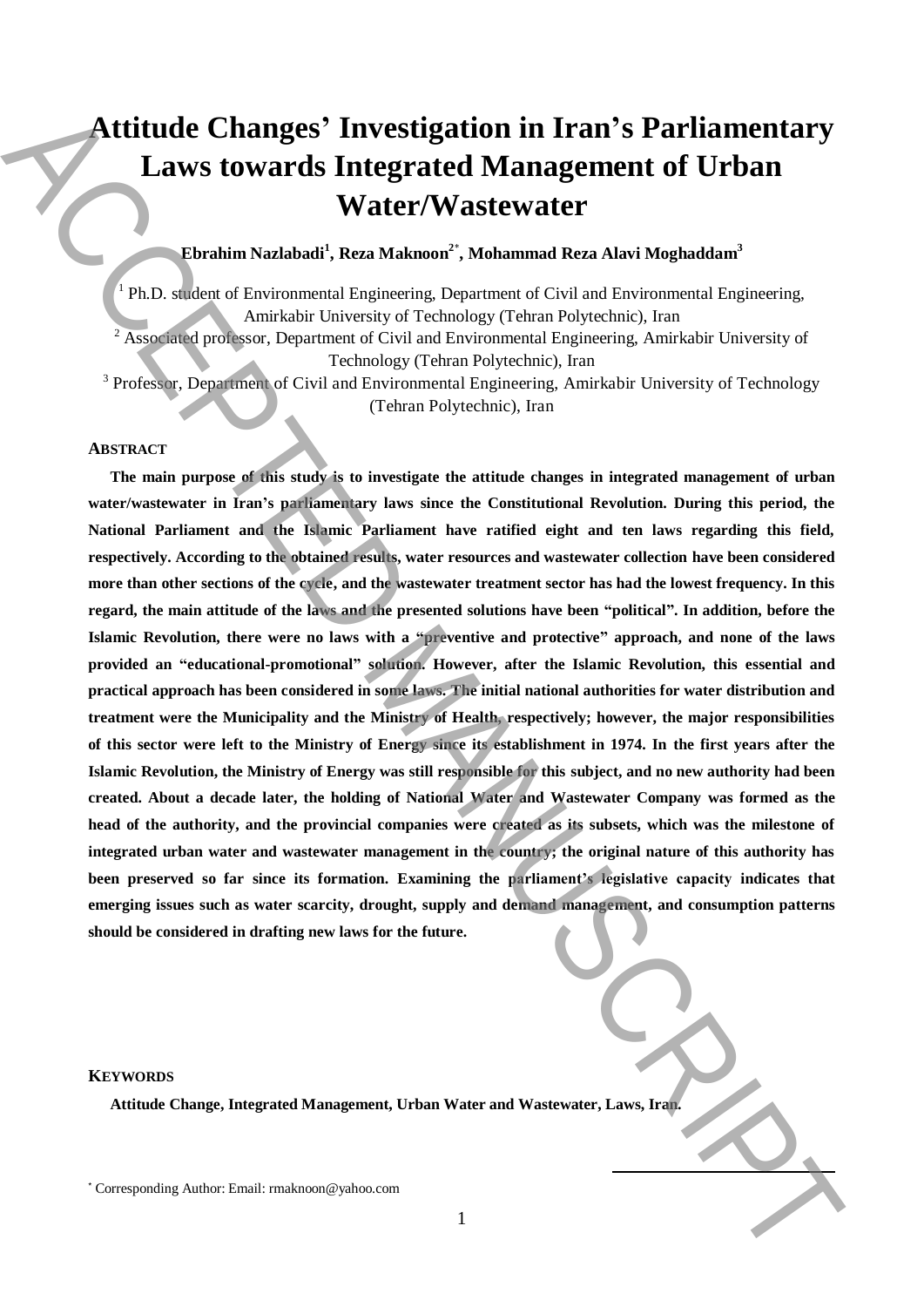# Attitude Changes' Investigation in Iran's Parliamentary Laws towards Integrated Management of Urban Water/Wastewater

**Ebrahim Nazlabadi[1], Reza Maknoon[2*], Mohammad Reza Alavi Moghaddam[3]**

[1] Ph.D. student of Environmental Engineering, Department of Civil and Environmental Engineering, Amirkabir University of Technology (Tehran Polytechnic), Iran

[2] Associated professor, Department of Civil and Environmental Engineering, Amirkabir University of Technology (Tehran Polytechnic), Iran

[3] Professor, Department of Civil and Environmental Engineering, Amirkabir University of Technology (Tehran Polytechnic), Iran

## ABSTRACT

**The main purpose of this study is to investigate the attitude changes in integrated management of urban water/wastewater in Iran's parliamentary laws since the Constitutional Revolution. During this period, the National Parliament and the Islamic Parliament have ratified eight and ten laws regarding this field, respectively. According to the obtained results, water resources and wastewater collection have been considered more than other sections of the cycle, and the wastewater treatment sector has had the lowest frequency. In this regard, the main attitude of the laws and the presented solutions have been "political". In addition, before the Islamic Revolution, there were no laws with a "preventive and protective" approach, and none of the laws provided an "educational-promotional" solution. However, after the Islamic Revolution, this essential and practical approach has been considered in some laws. The initial national authorities for water distribution and treatment were the Municipality and the Ministry of Health, respectively; however, the major responsibilities of this sector were left to the Ministry of Energy since its establishment in 1974. In the first years after the Islamic Revolution, the Ministry of Energy was still responsible for this subject, and no new authority had been created. About a decade later, the holding of National Water and Wastewater Company was formed as the head of the authority, and the provincial companies were created as its subsets, which was the milestone of integrated urban water and wastewater management in the country; the original nature of this authority has been preserved so far since its formation. Examining the parliament's legislative capacity indicates that emerging issues such as water scarcity, drought, supply and demand management, and consumption patterns should be considered in drafting new laws for the future.**

## KEYWORDS

**Attitude Change, Integrated Management, Urban Water and Wastewater, Laws, Iran.**

[*] Corresponding Author: Email: rmaknoon@yahoo.com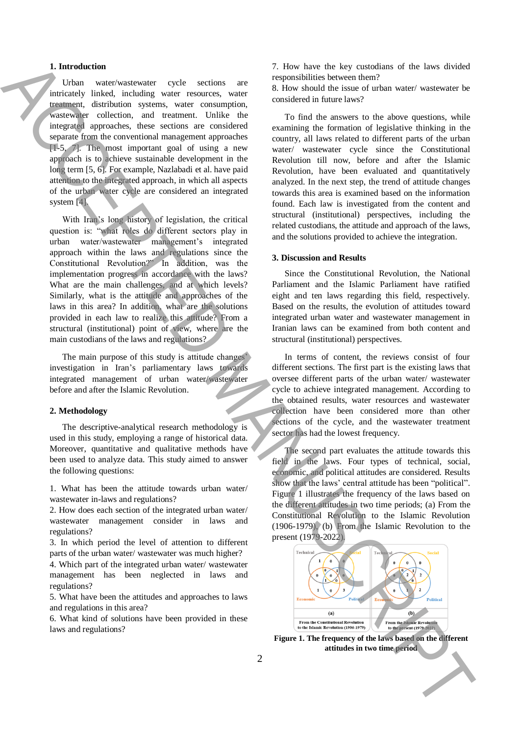## 1. Introduction

Urban water/wastewater cycle sections are intricately linked, including water resources, water treatment, distribution systems, water consumption, wastewater collection, and treatment. Unlike the integrated approaches, these sections are considered separate from the conventional management approaches [1-5, 7]. The most important goal of using a new approach is to achieve sustainable development in the long term [5, 6]. For example, Nazlabadi et al. have paid attention to the integrated approach, in which all aspects of the urban water cycle are considered an integrated system [4].

With Iran's long history of legislation, the critical question is: "what roles do different sectors play in urban water/wastewater management's integrated approach within the laws and regulations since the Constitutional Revolution?" In addition, was the implementation progress in accordance with the laws? What are the main challenges, and at which levels? Similarly, what is the attitude and approaches of the laws in this area? In addition, what are the solutions provided in each law to realize this attitude? From a structural (institutional) point of view, where are the main custodians of the laws and regulations?

The main purpose of this study is attitude changes' investigation in Iran's parliamentary laws towards integrated management of urban water/wastewater before and after the Islamic Revolution.

## 2. Methodology

The descriptive-analytical research methodology is used in this study, employing a range of historical data. Moreover, quantitative and qualitative methods have been used to analyze data. This study aimed to answer the following questions:

1. What has been the attitude towards urban water/ wastewater in-laws and regulations?
2. How does each section of the integrated urban water/ wastewater management consider in laws and regulations?
3. In which period the level of attention to different parts of the urban water/ wastewater was much higher?
4. Which part of the integrated urban water/ wastewater management has been neglected in laws and regulations?
5. What have been the attitudes and approaches to laws and regulations in this area?
6. What kind of solutions have been provided in these laws and regulations?
7. How have the key custodians of the laws divided responsibilities between them?
8. How should the issue of urban water/ wastewater be considered in future laws?

To find the answers to the above questions, while examining the formation of legislative thinking in the country, all laws related to different parts of the urban water/ wastewater cycle since the Constitutional Revolution till now, before and after the Islamic Revolution, have been evaluated and quantitatively analyzed. In the next step, the trend of attitude changes towards this area is examined based on the information found. Each law is investigated from the content and structural (institutional) perspectives, including the related custodians, the attitude and approach of the laws, and the solutions provided to achieve the integration.

## 3. Discussion and Results

Since the Constitutional Revolution, the National Parliament and the Islamic Parliament have ratified eight and ten laws regarding this field, respectively. Based on the results, the evolution of attitudes toward integrated urban water and wastewater management in Iranian laws can be examined from both content and structural (institutional) perspectives.

In terms of content, the reviews consist of four different sections. The first part is the existing laws that oversee different parts of the urban water/ wastewater cycle to achieve integrated management. According to the obtained results, water resources and wastewater collection have been considered more than other sections of the cycle, and the wastewater treatment sector has had the lowest frequency.

The second part evaluates the attitude towards this field in the laws. Four types of technical, social, economic, and political attitudes are considered. Results show that the laws' central attitude has been "political". Figure 1 illustrates the frequency of the laws based on the different attitudes in two time periods; (a) From the Constitutional Revolution to the Islamic Revolution (1906-1979), (b) From the Islamic Revolution to the present (1979-2022).

**Figure 1. The frequency of the laws based on the different attitudes in two time period**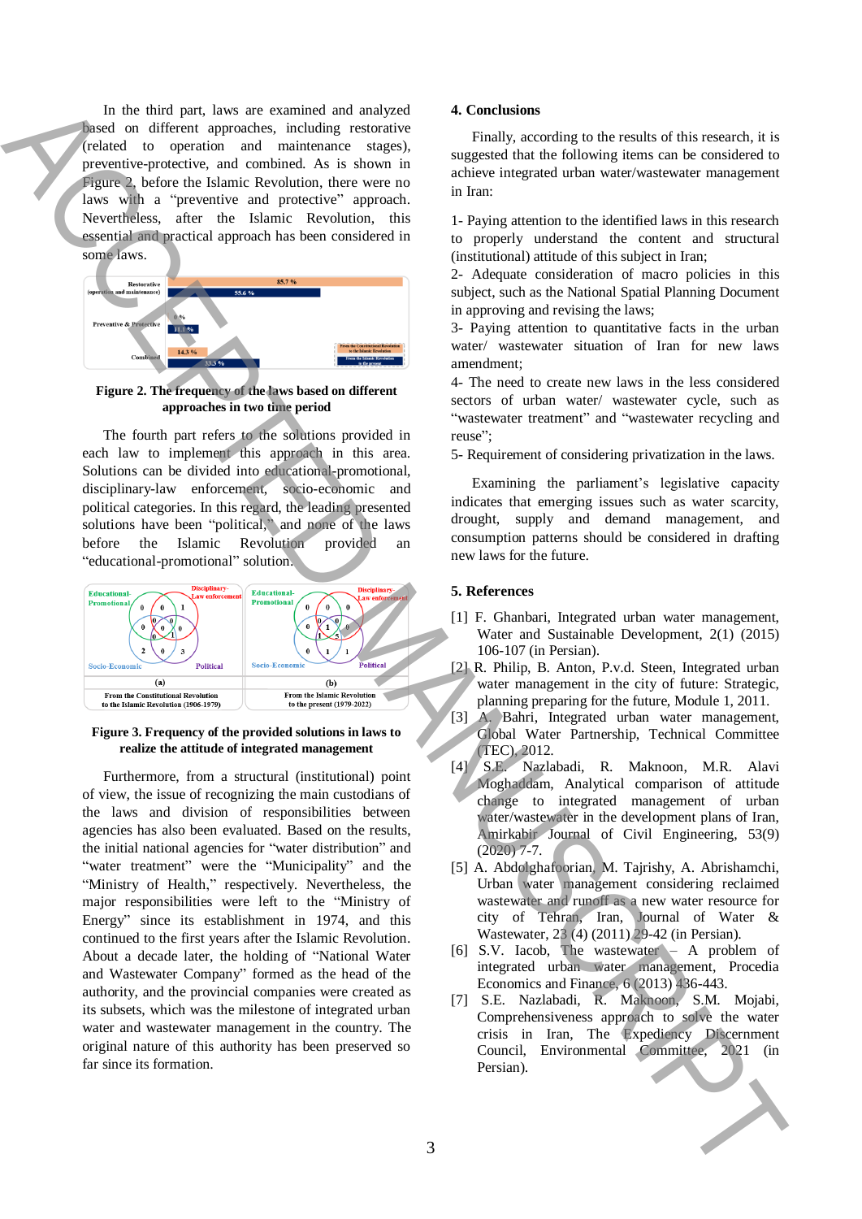In the third part, laws are examined and analyzed based on different approaches, including restorative (related to operation and maintenance stages), preventive-protective, and combined. As is shown in Figure 2, before the Islamic Revolution, there were no laws with a "preventive and protective" approach. Nevertheless, after the Islamic Revolution, this essential and practical approach has been considered in some laws.

Restorative (operation and maintenance)
85.7 %
55.6 %
Preventive & Protective
0 %
11.1 %
Combined
14.3 %
33.3 %
From the Constitutional Revolution to the Islamic Revolution
From the Islamic Revolution to the present

**Figure 2. The frequency of the laws based on different approaches in two time period**

The fourth part refers to the solutions provided in each law to implement this approach in this area. Solutions can be divided into educational-promotional, disciplinary-law enforcement, socio-economic and political categories. In this regard, the leading presented solutions have been "political," and none of the laws before the Islamic Revolution provided an "educational-promotional" solution.

(a)
Educational-Promotional
Disciplinary-Law enforcement
Socio-Economic
Political
0 0 1 0 0 0 0 0 0 0 1 2 0 3
From the Constitutional Revolution to the Islamic Revolution (1906-1979)

(b)
Educational-Promotional
Disciplinary-Law enforcement
Socio-Economic
Political
0 0 0 0 0 1 0 0 1 5 0 1 1
From the Islamic Revolution to the present (1979-2022)

**Figure 3. Frequency of the provided solutions in laws to realize the attitude of integrated management**

Furthermore, from a structural (institutional) point of view, the issue of recognizing the main custodians of the laws and division of responsibilities between agencies has also been evaluated. Based on the results, the initial national agencies for "water distribution" and "water treatment" were the "Municipality" and the "Ministry of Health," respectively. Nevertheless, the major responsibilities were left to the "Ministry of Energy" since its establishment in 1974, and this continued to the first years after the Islamic Revolution. About a decade later, the holding of "National Water and Wastewater Company" formed as the head of the authority, and the provincial companies were created as its subsets, which was the milestone of integrated urban water and wastewater management in the country. The original nature of this authority has been preserved so far since its formation.

## 4. Conclusions

Finally, according to the results of this research, it is suggested that the following items can be considered to achieve integrated urban water/wastewater management in Iran:

1- Paying attention to the identified laws in this research to properly understand the content and structural (institutional) attitude of this subject in Iran;
2- Adequate consideration of macro policies in this subject, such as the National Spatial Planning Document in approving and revising the laws;
3- Paying attention to quantitative facts in the urban water/ wastewater situation of Iran for new laws amendment;
4- The need to create new laws in the less considered sectors of urban water/ wastewater cycle, such as "wastewater treatment" and "wastewater recycling and reuse";
5- Requirement of considering privatization in the laws.

Examining the parliament's legislative capacity indicates that emerging issues such as water scarcity, drought, supply and demand management, and consumption patterns should be considered in drafting new laws for the future.

## 5. References

[1] F. Ghanbari, Integrated urban water management, Water and Sustainable Development, 2(1) (2015) 106-107 (in Persian).

[2] R. Philip, B. Anton, P.v.d. Steen, Integrated urban water management in the city of future: Strategic, planning preparing for the future, Module 1, 2011.

[3] A. Bahri, Integrated urban water management, Global Water Partnership, Technical Committee (TEC), 2012.

[4] S.E. Nazlabadi, R. Maknoon, M.R. Alavi Moghaddam, Analytical comparison of attitude change to integrated management of urban water/wastewater in the development plans of Iran, Amirkabir Journal of Civil Engineering, 53(9) (2020) 7-7.

[5] A. Abdolghafoorian, M. Tajrishy, A. Abrishamchi, Urban water management considering reclaimed wastewater and runoff as a new water resource for city of Tehran, Iran, Journal of Water & Wastewater, 23 (4) (2011) 29-42 (in Persian).

[6] S.V. Iacob, The wastewater – A problem of integrated urban water management, Procedia Economics and Finance, 6 (2013) 436-443.

[7] S.E. Nazlabadi, R. Maknoon, S.M. Mojabi, Comprehensiveness approach to solve the water crisis in Iran, The Expediency Discernment Council, Environmental Committee, 2021 (in Persian).